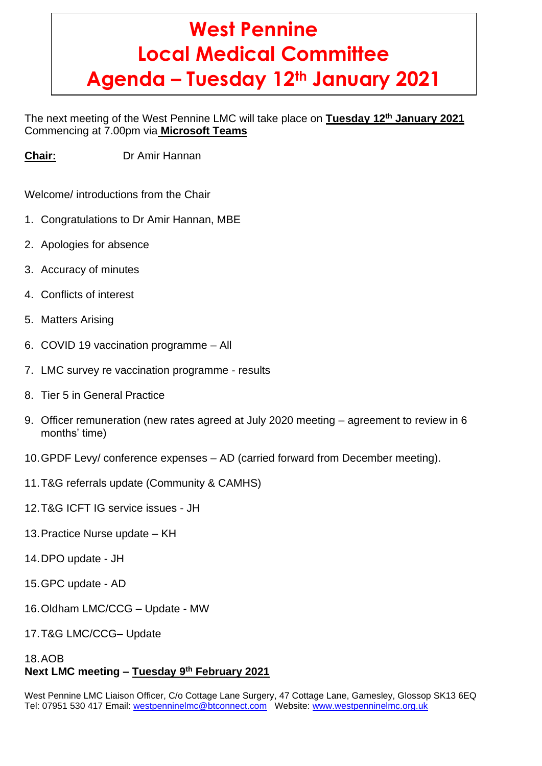# West Pennine Local Medical Committee Agenda – Tuesday 12th January 2021

The next meeting of the West Pennine LMC will take place on **Tuesday 12th January 2021** Commencing at 7.00pm via **Microsoft Teams**

**Chair:** Dr Amir Hannan

Welcome/ introductions from the Chair

1. Congratulations to Dr Amir Hannan, MBE
2. Apologies for absence
3. Accuracy of minutes
4. Conflicts of interest
5. Matters Arising
6. COVID 19 vaccination programme – All
7. LMC survey re vaccination programme - results
8. Tier 5 in General Practice
9. Officer remuneration (new rates agreed at July 2020 meeting – agreement to review in 6 months' time)
10. GPDF Levy/ conference expenses – AD (carried forward from December meeting).
11. T&G referrals update (Community & CAMHS)
12. T&G ICFT IG service issues - JH
13. Practice Nurse update – KH
14. DPO update - JH
15. GPC update - AD
16. Oldham LMC/CCG – Update - MW
17. T&G LMC/CCG– Update
18. AOB

**Next LMC meeting – Tuesday 9th February 2021**

West Pennine LMC Liaison Officer, C/o Cottage Lane Surgery, 47 Cottage Lane, Gamesley, Glossop SK13 6EQ
Tel: 07951 530 417 Email: westpenninelmc@btconnect.com Website: www.westpenninelmc.org.uk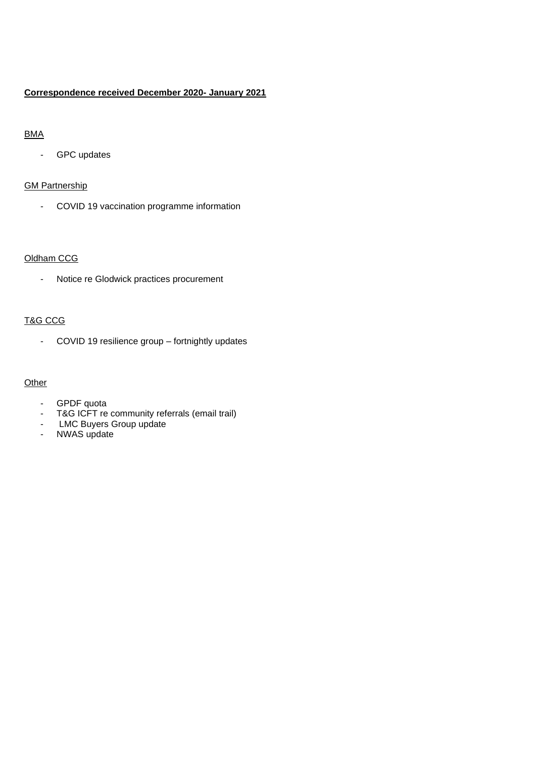**<u>Correspondence received December 2020- January 2021</u>**

<u>BMA</u>

- GPC updates

<u>GM Partnership</u>

- COVID 19 vaccination programme information

<u>Oldham CCG</u>

- Notice re Glodwick practices procurement

<u>T&G CCG</u>

- COVID 19 resilience group – fortnightly updates

<u>Other</u>

- GPDF quota
- T&G ICFT re community referrals (email trail)
- LMC Buyers Group update
- NWAS update